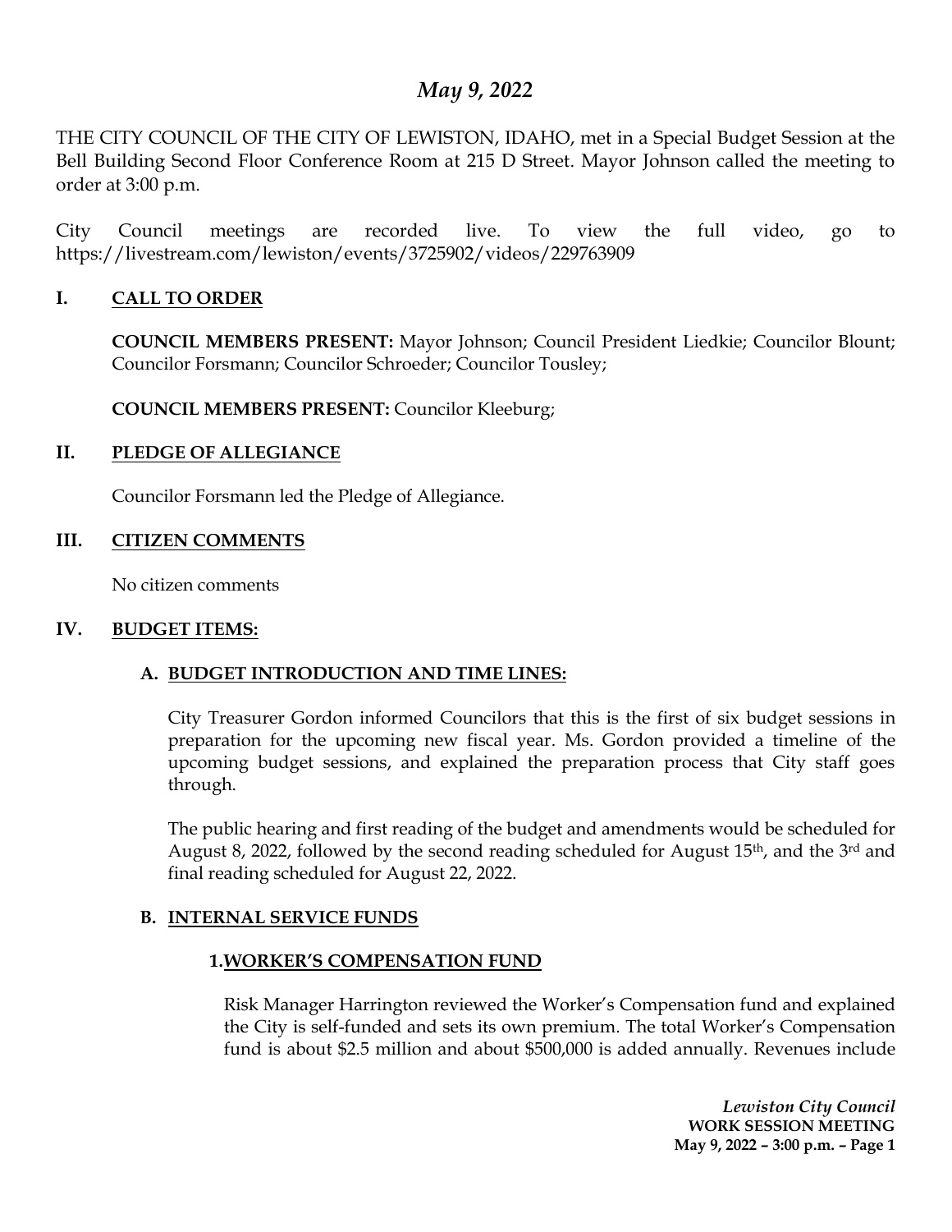# *May 9, 2022*

THE CITY COUNCIL OF THE CITY OF LEWISTON, IDAHO, met in a Special Budget Session at the Bell Building Second Floor Conference Room at 215 D Street. Mayor Johnson called the meeting to order at 3:00 p.m.

City Council meetings are recorded live. To view the full video, go to https://livestream.com/lewiston/events/3725902/videos/229763909

## I. CALL TO ORDER

**COUNCIL MEMBERS PRESENT:** Mayor Johnson; Council President Liedkie; Councilor Blount; Councilor Forsmann; Councilor Schroeder; Councilor Tousley;

**COUNCIL MEMBERS PRESENT:** Councilor Kleeburg;

## II. PLEDGE OF ALLEGIANCE

Councilor Forsmann led the Pledge of Allegiance.

## III. CITIZEN COMMENTS

No citizen comments

## IV. BUDGET ITEMS:

### A. BUDGET INTRODUCTION AND TIME LINES:

City Treasurer Gordon informed Councilors that this is the first of six budget sessions in preparation for the upcoming new fiscal year. Ms. Gordon provided a timeline of the upcoming budget sessions, and explained the preparation process that City staff goes through.

The public hearing and first reading of the budget and amendments would be scheduled for August 8, 2022, followed by the second reading scheduled for August 15th, and the 3rd and final reading scheduled for August 22, 2022.

### B. INTERNAL SERVICE FUNDS

#### 1. WORKER'S COMPENSATION FUND

Risk Manager Harrington reviewed the Worker's Compensation fund and explained the City is self-funded and sets its own premium. The total Worker's Compensation fund is about $2.5 million and about $500,000 is added annually. Revenues include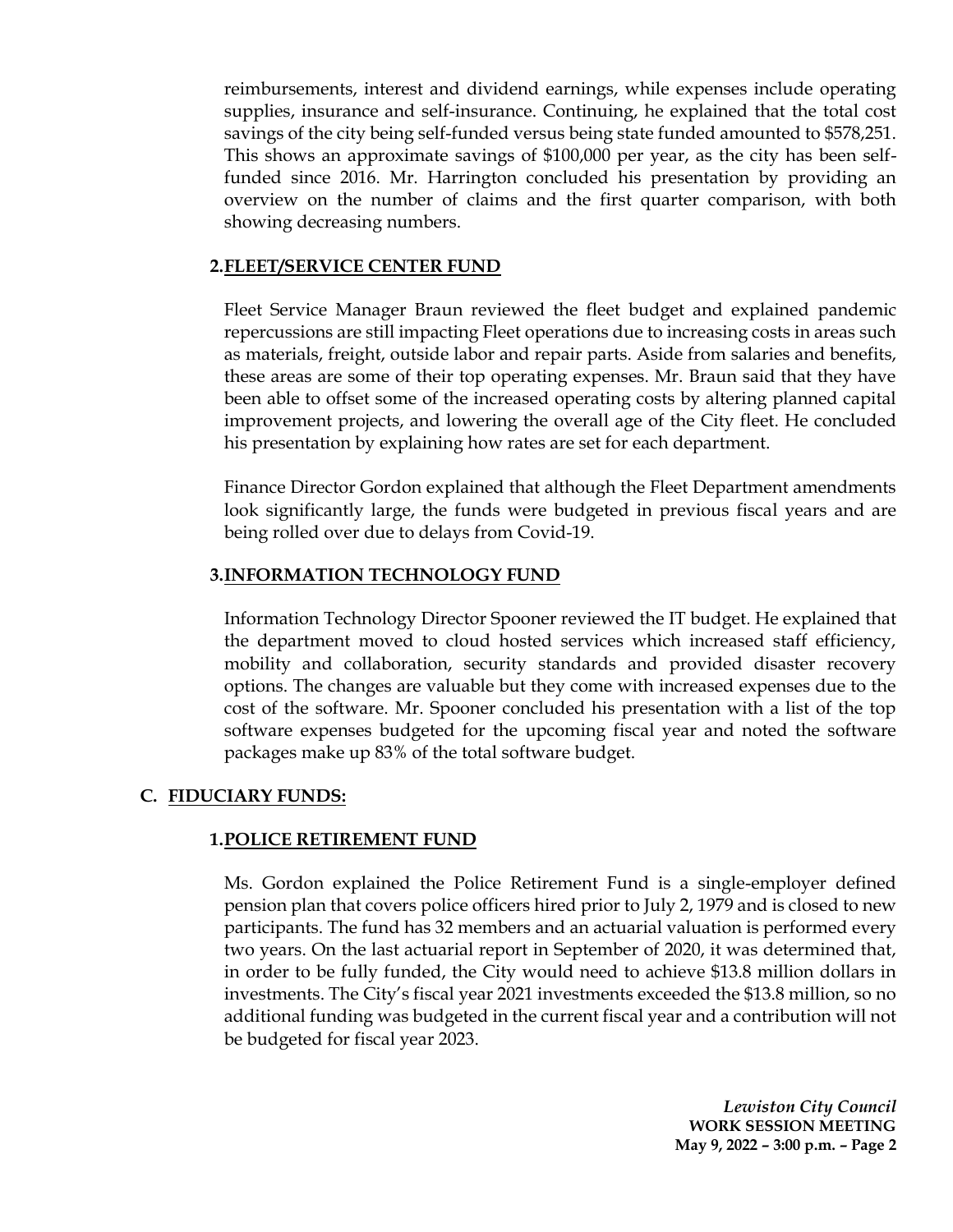reimbursements, interest and dividend earnings, while expenses include operating supplies, insurance and self-insurance. Continuing, he explained that the total cost savings of the city being self-funded versus being state funded amounted to $578,251. This shows an approximate savings of $100,000 per year, as the city has been self-funded since 2016. Mr. Harrington concluded his presentation by providing an overview on the number of claims and the first quarter comparison, with both showing decreasing numbers.

### 2. FLEET/SERVICE CENTER FUND

Fleet Service Manager Braun reviewed the fleet budget and explained pandemic repercussions are still impacting Fleet operations due to increasing costs in areas such as materials, freight, outside labor and repair parts. Aside from salaries and benefits, these areas are some of their top operating expenses. Mr. Braun said that they have been able to offset some of the increased operating costs by altering planned capital improvement projects, and lowering the overall age of the City fleet. He concluded his presentation by explaining how rates are set for each department.

Finance Director Gordon explained that although the Fleet Department amendments look significantly large, the funds were budgeted in previous fiscal years and are being rolled over due to delays from Covid-19.

### 3. INFORMATION TECHNOLOGY FUND

Information Technology Director Spooner reviewed the IT budget. He explained that the department moved to cloud hosted services which increased staff efficiency, mobility and collaboration, security standards and provided disaster recovery options. The changes are valuable but they come with increased expenses due to the cost of the software. Mr. Spooner concluded his presentation with a list of the top software expenses budgeted for the upcoming fiscal year and noted the software packages make up 83% of the total software budget.

## C. FIDUCIARY FUNDS:

### 1. POLICE RETIREMENT FUND

Ms. Gordon explained the Police Retirement Fund is a single-employer defined pension plan that covers police officers hired prior to July 2, 1979 and is closed to new participants. The fund has 32 members and an actuarial valuation is performed every two years. On the last actuarial report in September of 2020, it was determined that, in order to be fully funded, the City would need to achieve $13.8 million dollars in investments. The City's fiscal year 2021 investments exceeded the $13.8 million, so no additional funding was budgeted in the current fiscal year and a contribution will not be budgeted for fiscal year 2023.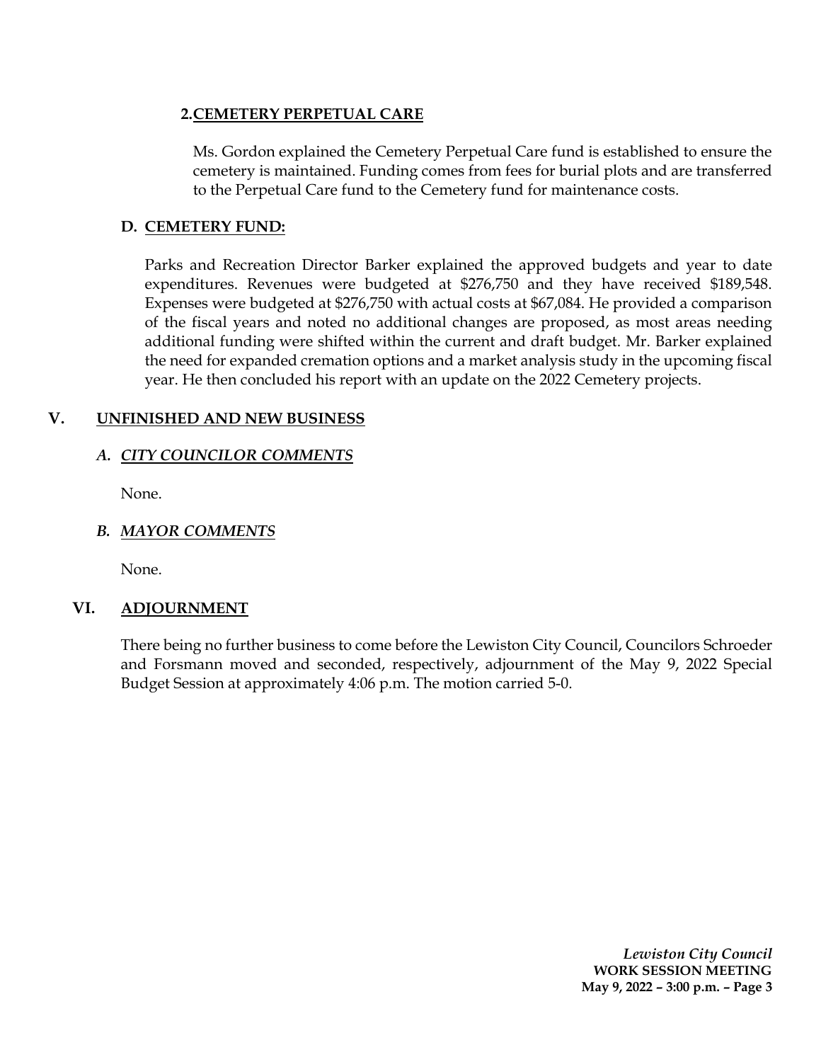**2. CEMETERY PERPETUAL CARE**

Ms. Gordon explained the Cemetery Perpetual Care fund is established to ensure the cemetery is maintained. Funding comes from fees for burial plots and are transferred to the Perpetual Care fund to the Cemetery fund for maintenance costs.

### D. CEMETERY FUND:

Parks and Recreation Director Barker explained the approved budgets and year to date expenditures. Revenues were budgeted at $276,750 and they have received $189,548. Expenses were budgeted at $276,750 with actual costs at $67,084. He provided a comparison of the fiscal years and noted no additional changes are proposed, as most areas needing additional funding were shifted within the current and draft budget. Mr. Barker explained the need for expanded cremation options and a market analysis study in the upcoming fiscal year. He then concluded his report with an update on the 2022 Cemetery projects.

## V. UNFINISHED AND NEW BUSINESS

### *A. CITY COUNCILOR COMMENTS*

None.

### *B. MAYOR COMMENTS*

None.

## VI. ADJOURNMENT

There being no further business to come before the Lewiston City Council, Councilors Schroeder and Forsmann moved and seconded, respectively, adjournment of the May 9, 2022 Special Budget Session at approximately 4:06 p.m. The motion carried 5-0.